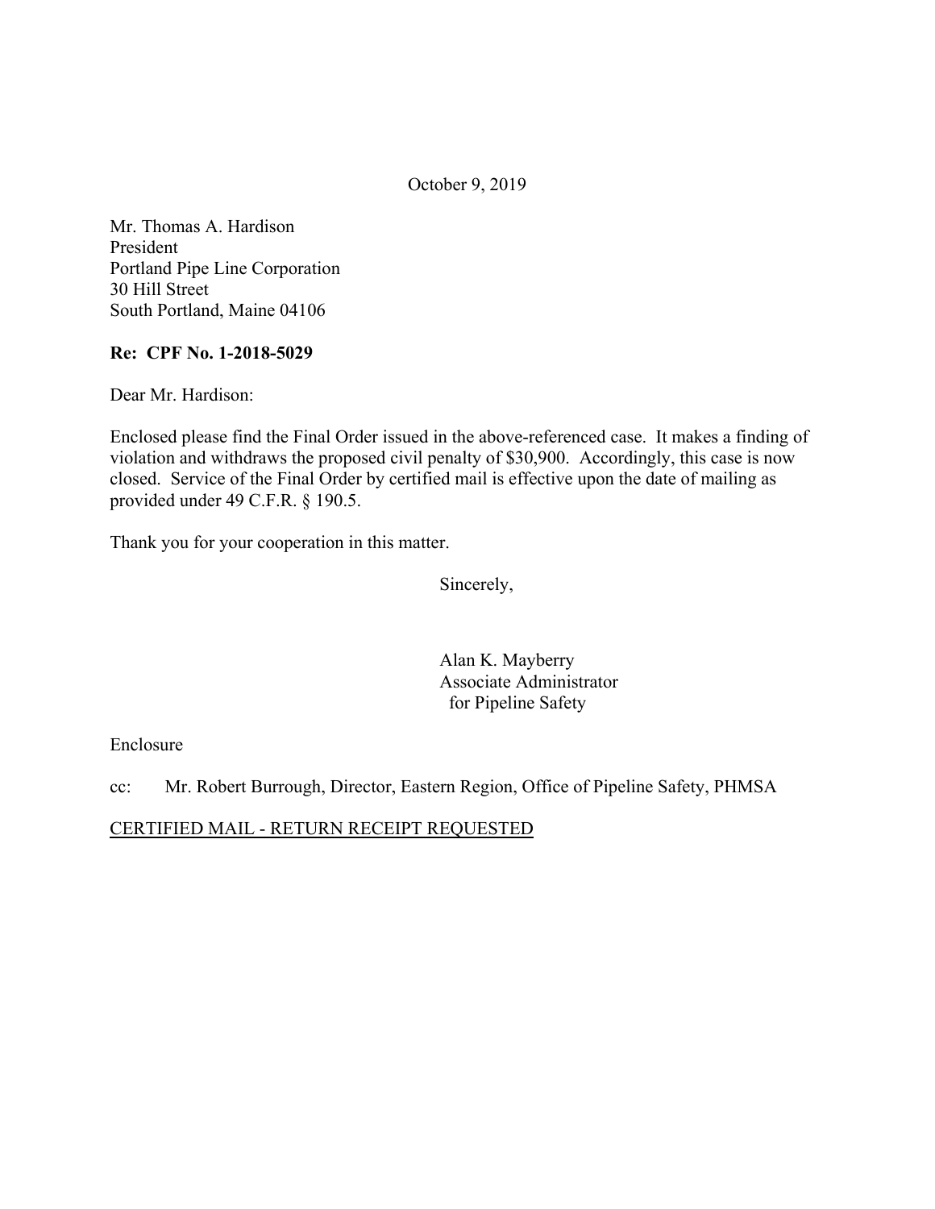October 9, 2019

Mr. Thomas A. Hardison
President
Portland Pipe Line Corporation
30 Hill Street
South Portland, Maine 04106

**Re: CPF No. 1-2018-5029**

Dear Mr. Hardison:

Enclosed please find the Final Order issued in the above-referenced case. It makes a finding of violation and withdraws the proposed civil penalty of $30,900. Accordingly, this case is now closed. Service of the Final Order by certified mail is effective upon the date of mailing as provided under 49 C.F.R. § 190.5.

Thank you for your cooperation in this matter.

Sincerely,

Alan K. Mayberry
Associate Administrator
for Pipeline Safety

Enclosure

cc: Mr. Robert Burrough, Director, Eastern Region, Office of Pipeline Safety, PHMSA

CERTIFIED MAIL - RETURN RECEIPT REQUESTED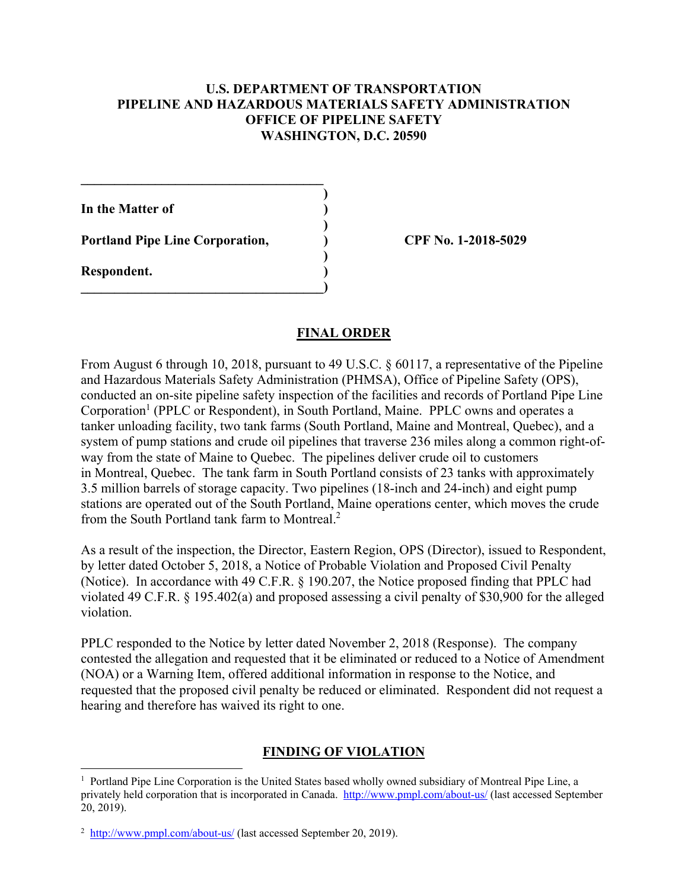**U.S. DEPARTMENT OF TRANSPORTATION**
**PIPELINE AND HAZARDOUS MATERIALS SAFETY ADMINISTRATION**
**OFFICE OF PIPELINE SAFETY**
**WASHINGTON, D.C. 20590**

**In the Matter of**

**Portland Pipe Line Corporation,**

**Respondent.**

**CPF No. 1-2018-5029**

## FINAL ORDER

From August 6 through 10, 2018, pursuant to 49 U.S.C. § 60117, a representative of the Pipeline and Hazardous Materials Safety Administration (PHMSA), Office of Pipeline Safety (OPS), conducted an on-site pipeline safety inspection of the facilities and records of Portland Pipe Line Corporation[1] (PPLC or Respondent), in South Portland, Maine. PPLC owns and operates a tanker unloading facility, two tank farms (South Portland, Maine and Montreal, Quebec), and a system of pump stations and crude oil pipelines that traverse 236 miles along a common right-of-way from the state of Maine to Quebec. The pipelines deliver crude oil to customers in Montreal, Quebec. The tank farm in South Portland consists of 23 tanks with approximately 3.5 million barrels of storage capacity. Two pipelines (18-inch and 24-inch) and eight pump stations are operated out of the South Portland, Maine operations center, which moves the crude from the South Portland tank farm to Montreal.[2]

As a result of the inspection, the Director, Eastern Region, OPS (Director), issued to Respondent, by letter dated October 5, 2018, a Notice of Probable Violation and Proposed Civil Penalty (Notice). In accordance with 49 C.F.R. § 190.207, the Notice proposed finding that PPLC had violated 49 C.F.R. § 195.402(a) and proposed assessing a civil penalty of $30,900 for the alleged violation.

PPLC responded to the Notice by letter dated November 2, 2018 (Response). The company contested the allegation and requested that it be eliminated or reduced to a Notice of Amendment (NOA) or a Warning Item, offered additional information in response to the Notice, and requested that the proposed civil penalty be reduced or eliminated. Respondent did not request a hearing and therefore has waived its right to one.

## FINDING OF VIOLATION

[1] Portland Pipe Line Corporation is the United States based wholly owned subsidiary of Montreal Pipe Line, a privately held corporation that is incorporated in Canada. http://www.pmpl.com/about-us/ (last accessed September 20, 2019).

[2] http://www.pmpl.com/about-us/ (last accessed September 20, 2019).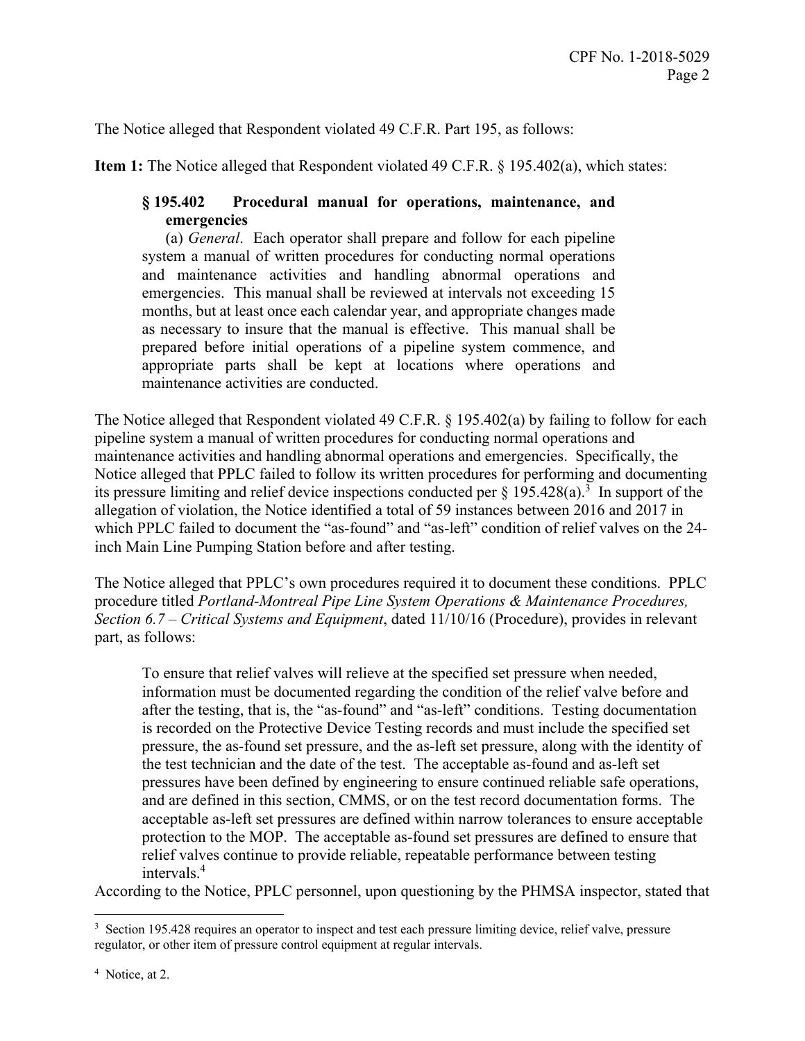The Notice alleged that Respondent violated 49 C.F.R. Part 195, as follows:

**Item 1:** The Notice alleged that Respondent violated 49 C.F.R. § 195.402(a), which states:

> **§ 195.402 Procedural manual for operations, maintenance, and emergencies**
>
> (a) *General*. Each operator shall prepare and follow for each pipeline system a manual of written procedures for conducting normal operations and maintenance activities and handling abnormal operations and emergencies. This manual shall be reviewed at intervals not exceeding 15 months, but at least once each calendar year, and appropriate changes made as necessary to insure that the manual is effective. This manual shall be prepared before initial operations of a pipeline system commence, and appropriate parts shall be kept at locations where operations and maintenance activities are conducted.

The Notice alleged that Respondent violated 49 C.F.R. § 195.402(a) by failing to follow for each pipeline system a manual of written procedures for conducting normal operations and maintenance activities and handling abnormal operations and emergencies. Specifically, the Notice alleged that PPLC failed to follow its written procedures for performing and documenting its pressure limiting and relief device inspections conducted per § 195.428(a).[3] In support of the allegation of violation, the Notice identified a total of 59 instances between 2016 and 2017 in which PPLC failed to document the "as-found" and "as-left" condition of relief valves on the 24-inch Main Line Pumping Station before and after testing.

The Notice alleged that PPLC's own procedures required it to document these conditions. PPLC procedure titled *Portland-Montreal Pipe Line System Operations & Maintenance Procedures, Section 6.7 – Critical Systems and Equipment*, dated 11/10/16 (Procedure), provides in relevant part, as follows:

> To ensure that relief valves will relieve at the specified set pressure when needed, information must be documented regarding the condition of the relief valve before and after the testing, that is, the "as-found" and "as-left" conditions. Testing documentation is recorded on the Protective Device Testing records and must include the specified set pressure, the as-found set pressure, and the as-left set pressure, along with the identity of the test technician and the date of the test. The acceptable as-found and as-left set pressures have been defined by engineering to ensure continued reliable safe operations, and are defined in this section, CMMS, or on the test record documentation forms. The acceptable as-left set pressures are defined within narrow tolerances to ensure acceptable protection to the MOP. The acceptable as-found set pressures are defined to ensure that relief valves continue to provide reliable, repeatable performance between testing intervals.[4]

According to the Notice, PPLC personnel, upon questioning by the PHMSA inspector, stated that

---

[3] Section 195.428 requires an operator to inspect and test each pressure limiting device, relief valve, pressure regulator, or other item of pressure control equipment at regular intervals.

[4] Notice, at 2.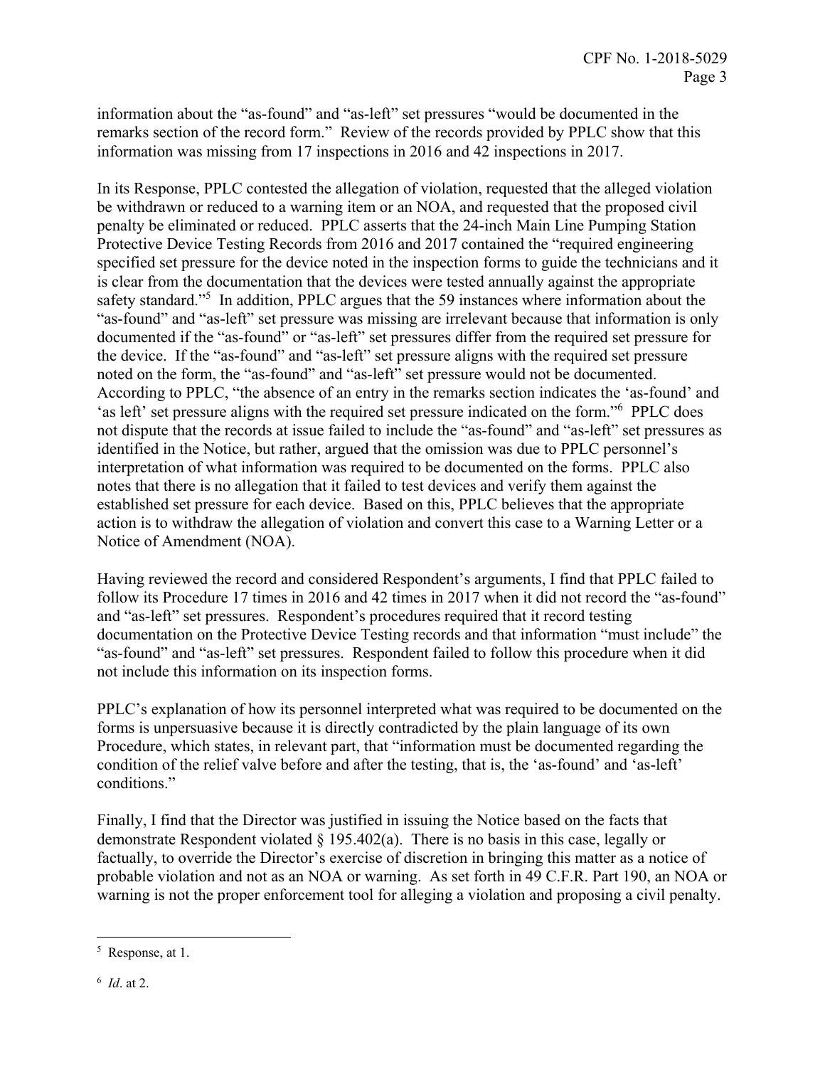information about the "as-found" and "as-left" set pressures "would be documented in the remarks section of the record form." Review of the records provided by PPLC show that this information was missing from 17 inspections in 2016 and 42 inspections in 2017.

In its Response, PPLC contested the allegation of violation, requested that the alleged violation be withdrawn or reduced to a warning item or an NOA, and requested that the proposed civil penalty be eliminated or reduced. PPLC asserts that the 24-inch Main Line Pumping Station Protective Device Testing Records from 2016 and 2017 contained the "required engineering specified set pressure for the device noted in the inspection forms to guide the technicians and it is clear from the documentation that the devices were tested annually against the appropriate safety standard."[5] In addition, PPLC argues that the 59 instances where information about the "as-found" and "as-left" set pressure was missing are irrelevant because that information is only documented if the "as-found" or "as-left" set pressures differ from the required set pressure for the device. If the "as-found" and "as-left" set pressure aligns with the required set pressure noted on the form, the "as-found" and "as-left" set pressure would not be documented. According to PPLC, "the absence of an entry in the remarks section indicates the 'as-found' and 'as left' set pressure aligns with the required set pressure indicated on the form."[6] PPLC does not dispute that the records at issue failed to include the "as-found" and "as-left" set pressures as identified in the Notice, but rather, argued that the omission was due to PPLC personnel's interpretation of what information was required to be documented on the forms. PPLC also notes that there is no allegation that it failed to test devices and verify them against the established set pressure for each device. Based on this, PPLC believes that the appropriate action is to withdraw the allegation of violation and convert this case to a Warning Letter or a Notice of Amendment (NOA).

Having reviewed the record and considered Respondent's arguments, I find that PPLC failed to follow its Procedure 17 times in 2016 and 42 times in 2017 when it did not record the "as-found" and "as-left" set pressures. Respondent's procedures required that it record testing documentation on the Protective Device Testing records and that information "must include" the "as-found" and "as-left" set pressures. Respondent failed to follow this procedure when it did not include this information on its inspection forms.

PPLC's explanation of how its personnel interpreted what was required to be documented on the forms is unpersuasive because it is directly contradicted by the plain language of its own Procedure, which states, in relevant part, that "information must be documented regarding the condition of the relief valve before and after the testing, that is, the 'as-found' and 'as-left' conditions."

Finally, I find that the Director was justified in issuing the Notice based on the facts that demonstrate Respondent violated § 195.402(a). There is no basis in this case, legally or factually, to override the Director's exercise of discretion in bringing this matter as a notice of probable violation and not as an NOA or warning. As set forth in 49 C.F.R. Part 190, an NOA or warning is not the proper enforcement tool for alleging a violation and proposing a civil penalty.

---

[5] Response, at 1.

[6] *Id*. at 2.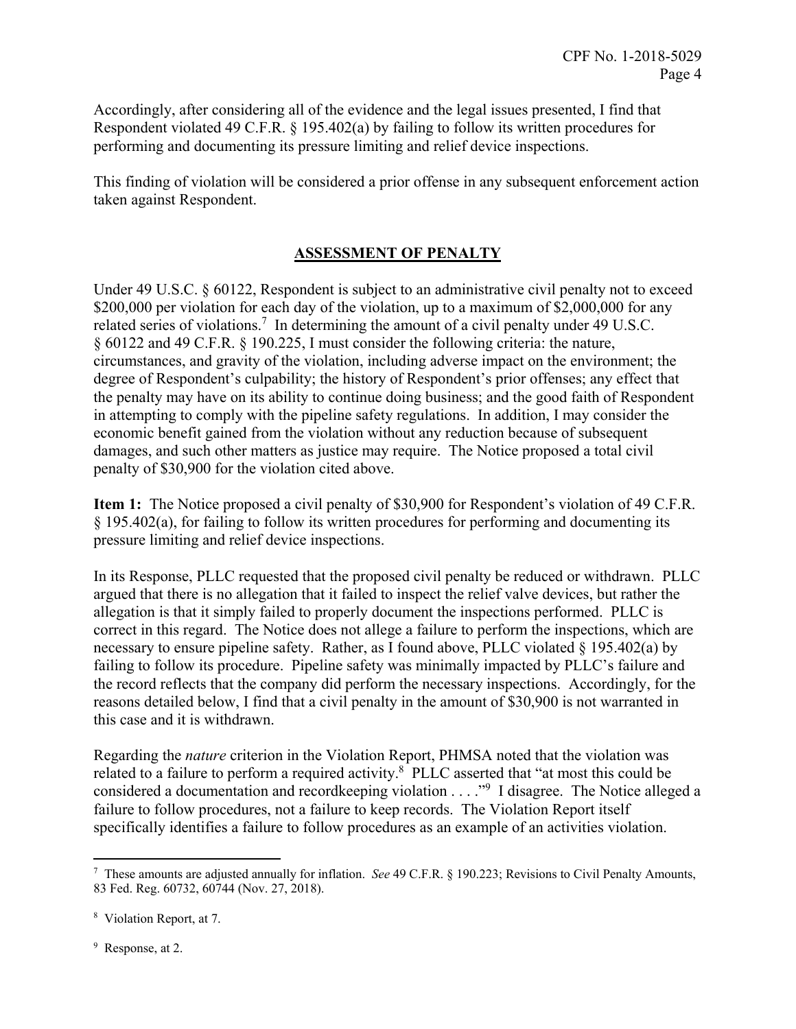Accordingly, after considering all of the evidence and the legal issues presented, I find that Respondent violated 49 C.F.R. § 195.402(a) by failing to follow its written procedures for performing and documenting its pressure limiting and relief device inspections.

This finding of violation will be considered a prior offense in any subsequent enforcement action taken against Respondent.

## ASSESSMENT OF PENALTY

Under 49 U.S.C. § 60122, Respondent is subject to an administrative civil penalty not to exceed $200,000 per violation for each day of the violation, up to a maximum of $2,000,000 for any related series of violations.[7] In determining the amount of a civil penalty under 49 U.S.C. § 60122 and 49 C.F.R. § 190.225, I must consider the following criteria: the nature, circumstances, and gravity of the violation, including adverse impact on the environment; the degree of Respondent's culpability; the history of Respondent's prior offenses; any effect that the penalty may have on its ability to continue doing business; and the good faith of Respondent in attempting to comply with the pipeline safety regulations. In addition, I may consider the economic benefit gained from the violation without any reduction because of subsequent damages, and such other matters as justice may require. The Notice proposed a total civil penalty of $30,900 for the violation cited above.

**Item 1:** The Notice proposed a civil penalty of $30,900 for Respondent's violation of 49 C.F.R. § 195.402(a), for failing to follow its written procedures for performing and documenting its pressure limiting and relief device inspections.

In its Response, PLLC requested that the proposed civil penalty be reduced or withdrawn. PLLC argued that there is no allegation that it failed to inspect the relief valve devices, but rather the allegation is that it simply failed to properly document the inspections performed. PLLC is correct in this regard. The Notice does not allege a failure to perform the inspections, which are necessary to ensure pipeline safety. Rather, as I found above, PLLC violated § 195.402(a) by failing to follow its procedure. Pipeline safety was minimally impacted by PLLC's failure and the record reflects that the company did perform the necessary inspections. Accordingly, for the reasons detailed below, I find that a civil penalty in the amount of $30,900 is not warranted in this case and it is withdrawn.

Regarding the *nature* criterion in the Violation Report, PHMSA noted that the violation was related to a failure to perform a required activity.[8] PLLC asserted that "at most this could be considered a documentation and recordkeeping violation . . . ."[9] I disagree. The Notice alleged a failure to follow procedures, not a failure to keep records. The Violation Report itself specifically identifies a failure to follow procedures as an example of an activities violation.

---

[7] These amounts are adjusted annually for inflation. *See* 49 C.F.R. § 190.223; Revisions to Civil Penalty Amounts, 83 Fed. Reg. 60732, 60744 (Nov. 27, 2018).

[8] Violation Report, at 7.

[9] Response, at 2.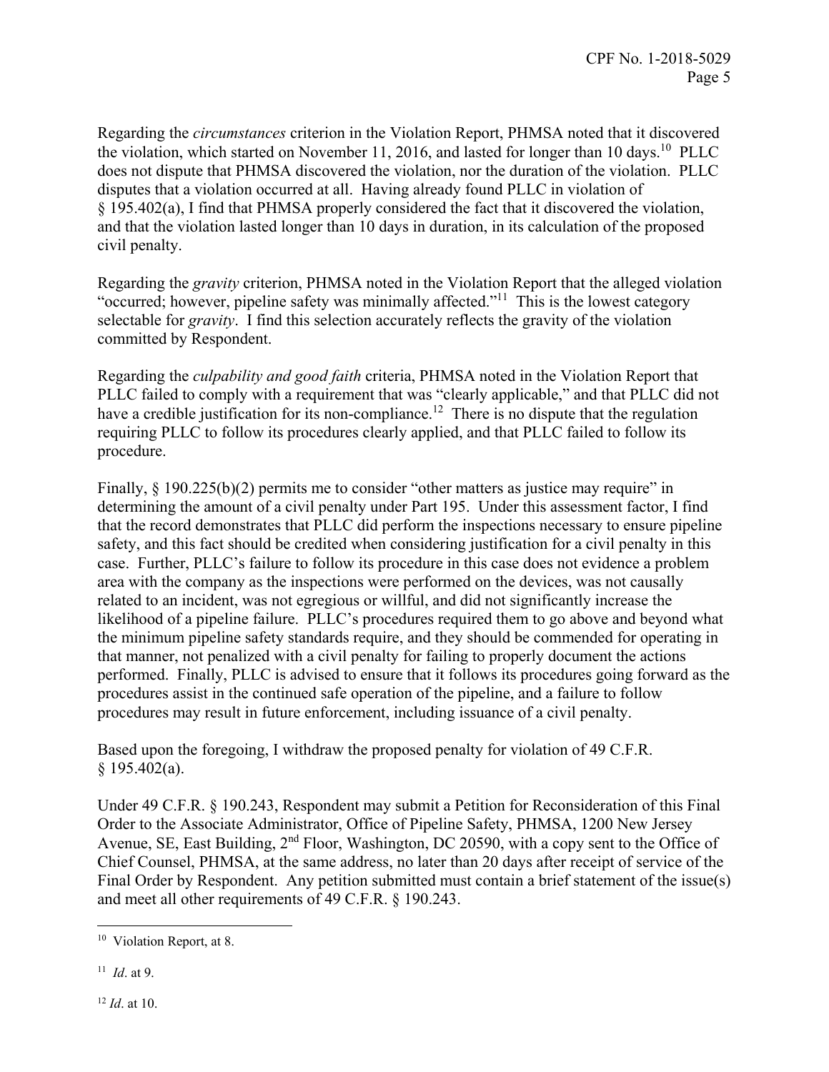Regarding the *circumstances* criterion in the Violation Report, PHMSA noted that it discovered the violation, which started on November 11, 2016, and lasted for longer than 10 days.[10] PLLC does not dispute that PHMSA discovered the violation, nor the duration of the violation. PLLC disputes that a violation occurred at all. Having already found PLLC in violation of § 195.402(a), I find that PHMSA properly considered the fact that it discovered the violation, and that the violation lasted longer than 10 days in duration, in its calculation of the proposed civil penalty.

Regarding the *gravity* criterion, PHMSA noted in the Violation Report that the alleged violation "occurred; however, pipeline safety was minimally affected."[11] This is the lowest category selectable for *gravity*. I find this selection accurately reflects the gravity of the violation committed by Respondent.

Regarding the *culpability and good faith* criteria, PHMSA noted in the Violation Report that PLLC failed to comply with a requirement that was "clearly applicable," and that PLLC did not have a credible justification for its non-compliance.[12] There is no dispute that the regulation requiring PLLC to follow its procedures clearly applied, and that PLLC failed to follow its procedure.

Finally, § 190.225(b)(2) permits me to consider "other matters as justice may require" in determining the amount of a civil penalty under Part 195. Under this assessment factor, I find that the record demonstrates that PLLC did perform the inspections necessary to ensure pipeline safety, and this fact should be credited when considering justification for a civil penalty in this case. Further, PLLC's failure to follow its procedure in this case does not evidence a problem area with the company as the inspections were performed on the devices, was not causally related to an incident, was not egregious or willful, and did not significantly increase the likelihood of a pipeline failure. PLLC's procedures required them to go above and beyond what the minimum pipeline safety standards require, and they should be commended for operating in that manner, not penalized with a civil penalty for failing to properly document the actions performed. Finally, PLLC is advised to ensure that it follows its procedures going forward as the procedures assist in the continued safe operation of the pipeline, and a failure to follow procedures may result in future enforcement, including issuance of a civil penalty.

Based upon the foregoing, I withdraw the proposed penalty for violation of 49 C.F.R. § 195.402(a).

Under 49 C.F.R. § 190.243, Respondent may submit a Petition for Reconsideration of this Final Order to the Associate Administrator, Office of Pipeline Safety, PHMSA, 1200 New Jersey Avenue, SE, East Building, 2nd Floor, Washington, DC 20590, with a copy sent to the Office of Chief Counsel, PHMSA, at the same address, no later than 20 days after receipt of service of the Final Order by Respondent. Any petition submitted must contain a brief statement of the issue(s) and meet all other requirements of 49 C.F.R. § 190.243.

---

[10] Violation Report, at 8.

[11] *Id*. at 9.

[12] *Id*. at 10.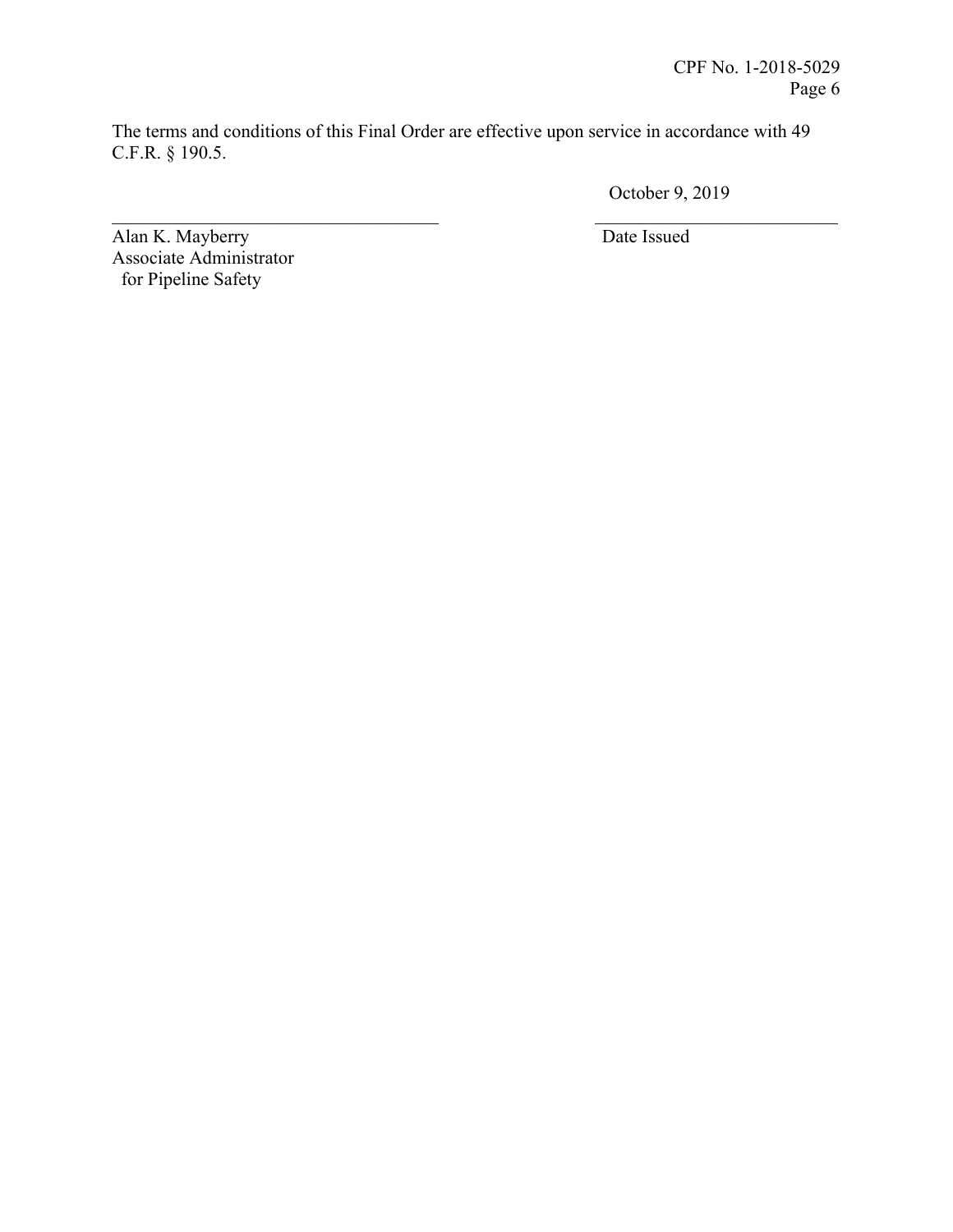The terms and conditions of this Final Order are effective upon service in accordance with 49 C.F.R. § 190.5.

October 9, 2019

\_\_\_\_\_\_\_\_\_\_\_\_\_\_\_\_\_\_\_\_\_\_\_\_\_\_\_\_\_\_\_\_\_\_ \_\_\_\_\_\_\_\_\_\_\_\_\_\_\_\_\_\_\_\_\_\_\_\_\_\_

Alan K. Mayberry
Associate Administrator
for Pipeline Safety

Date Issued